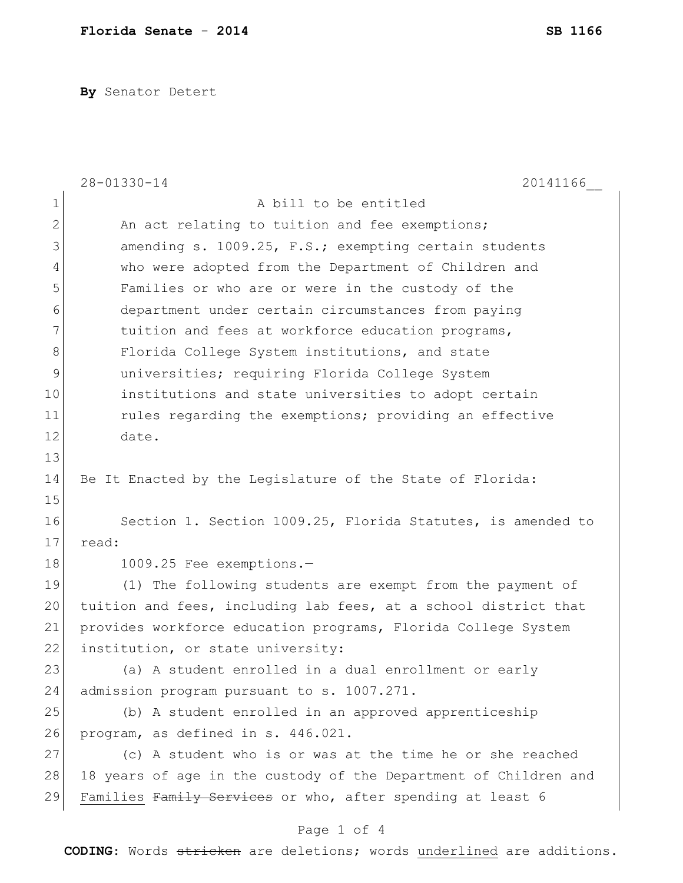**Florida Senate - 2014** **SB 1166**

**By** Senator Detert

28-01330-14 20141166__

A bill to be entitled

An act relating to tuition and fee exemptions; amending s. 1009.25, F.S.; exempting certain students who were adopted from the Department of Children and Families or who are or were in the custody of the department under certain circumstances from paying tuition and fees at workforce education programs, Florida College System institutions, and state universities; requiring Florida College System institutions and state universities to adopt certain rules regarding the exemptions; providing an effective date.

Be It Enacted by the Legislature of the State of Florida:

Section 1. Section 1009.25, Florida Statutes, is amended to read:

1009.25 Fee exemptions.—

(1) The following students are exempt from the payment of tuition and fees, including lab fees, at a school district that provides workforce education programs, Florida College System institution, or state university:

(a) A student enrolled in a dual enrollment or early admission program pursuant to s. 1007.271.

(b) A student enrolled in an approved apprenticeship program, as defined in s. 446.021.

(c) A student who is or was at the time he or she reached 18 years of age in the custody of the Department of Children and <u>Families</u> ~~Family Services~~ or who, after spending at least 6

**CODING:** Words ~~stricken~~ are deletions; words <u>underlined</u> are additions.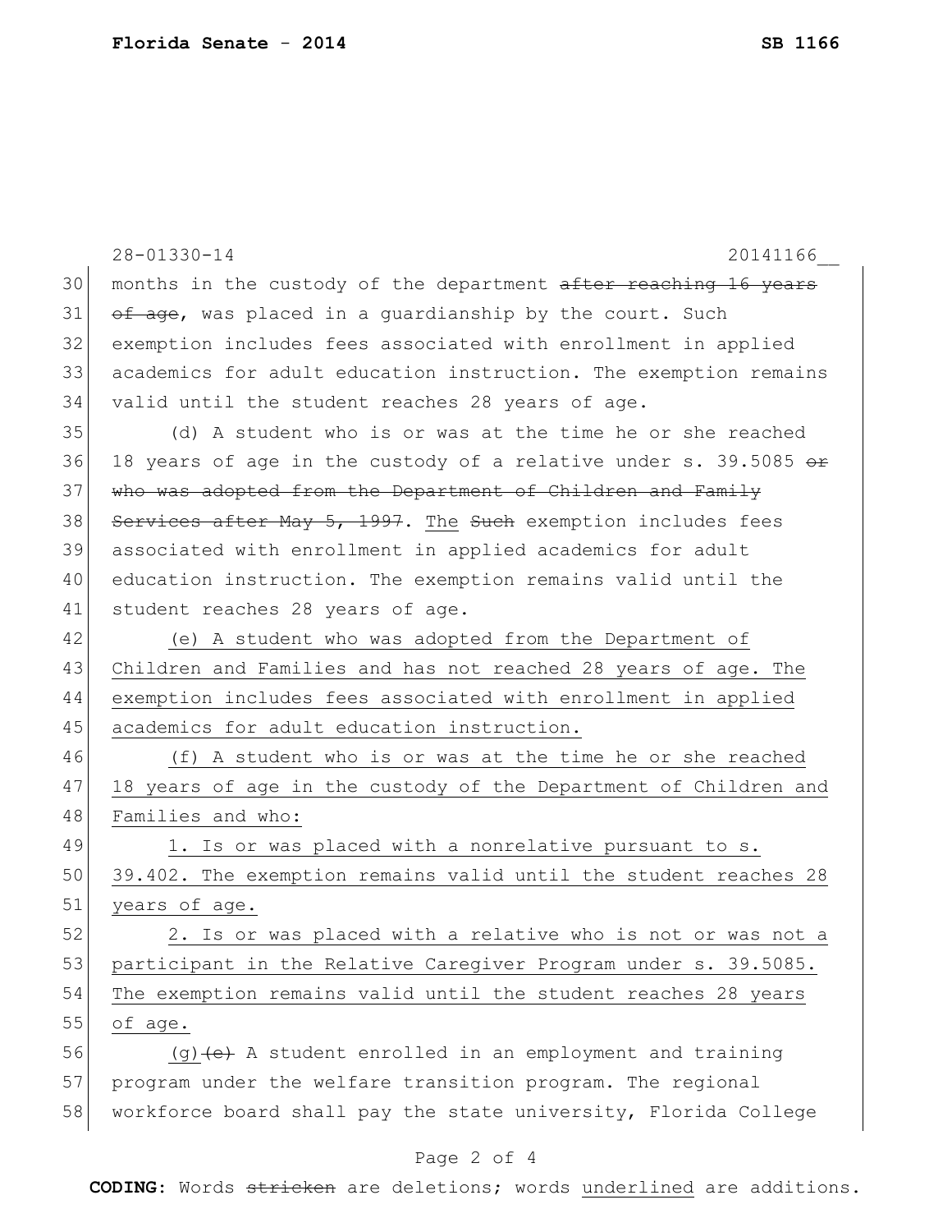months in the custody of the department ~~after reaching 16 years of age~~, was placed in a guardianship by the court. Such exemption includes fees associated with enrollment in applied academics for adult education instruction. The exemption remains valid until the student reaches 28 years of age.

(d) A student who is or was at the time he or she reached 18 years of age in the custody of a relative under s. 39.5085 ~~or who was adopted from the Department of Children and Family Services after May 5, 1997~~. <u>The</u> ~~Such~~ exemption includes fees associated with enrollment in applied academics for adult education instruction. The exemption remains valid until the student reaches 28 years of age.

<u>(e) A student who was adopted from the Department of Children and Families and has not reached 28 years of age. The exemption includes fees associated with enrollment in applied academics for adult education instruction.</u>

<u>(f) A student who is or was at the time he or she reached 18 years of age in the custody of the Department of Children and Families and who:</u>

<u>1. Is or was placed with a nonrelative pursuant to s. 39.402. The exemption remains valid until the student reaches 28 years of age.</u>

<u>2. Is or was placed with a relative who is not or was not a participant in the Relative Caregiver Program under s. 39.5085. The exemption remains valid until the student reaches 28 years of age.</u>

<u>(g)</u>~~(e)~~ A student enrolled in an employment and training program under the welfare transition program. The regional workforce board shall pay the state university, Florida College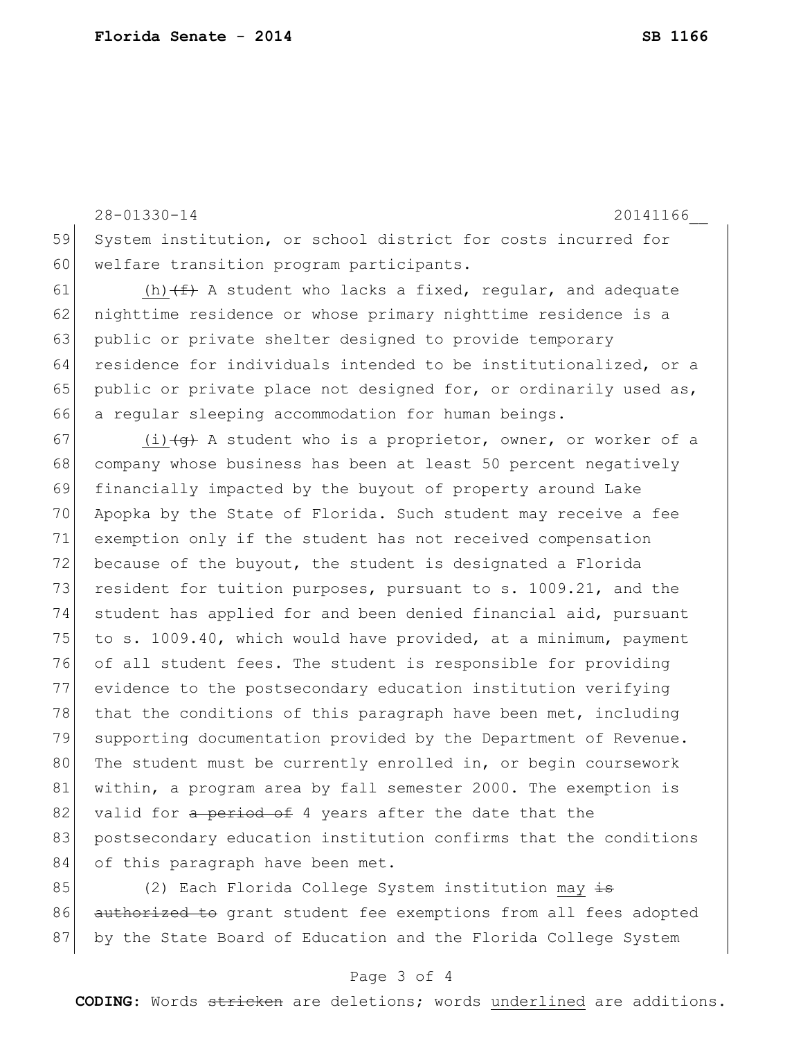System institution, or school district for costs incurred for welfare transition program participants.

<u>(h)</u>~~(f)~~ A student who lacks a fixed, regular, and adequate nighttime residence or whose primary nighttime residence is a public or private shelter designed to provide temporary residence for individuals intended to be institutionalized, or a public or private place not designed for, or ordinarily used as, a regular sleeping accommodation for human beings.

<u>(i)</u>~~(g)~~ A student who is a proprietor, owner, or worker of a company whose business has been at least 50 percent negatively financially impacted by the buyout of property around Lake Apopka by the State of Florida. Such student may receive a fee exemption only if the student has not received compensation because of the buyout, the student is designated a Florida resident for tuition purposes, pursuant to s. 1009.21, and the student has applied for and been denied financial aid, pursuant to s. 1009.40, which would have provided, at a minimum, payment of all student fees. The student is responsible for providing evidence to the postsecondary education institution verifying that the conditions of this paragraph have been met, including supporting documentation provided by the Department of Revenue. The student must be currently enrolled in, or begin coursework within, a program area by fall semester 2000. The exemption is valid for ~~a period of~~ 4 years after the date that the postsecondary education institution confirms that the conditions of this paragraph have been met.

(2) Each Florida College System institution <u>may</u> ~~is authorized to~~ grant student fee exemptions from all fees adopted by the State Board of Education and the Florida College System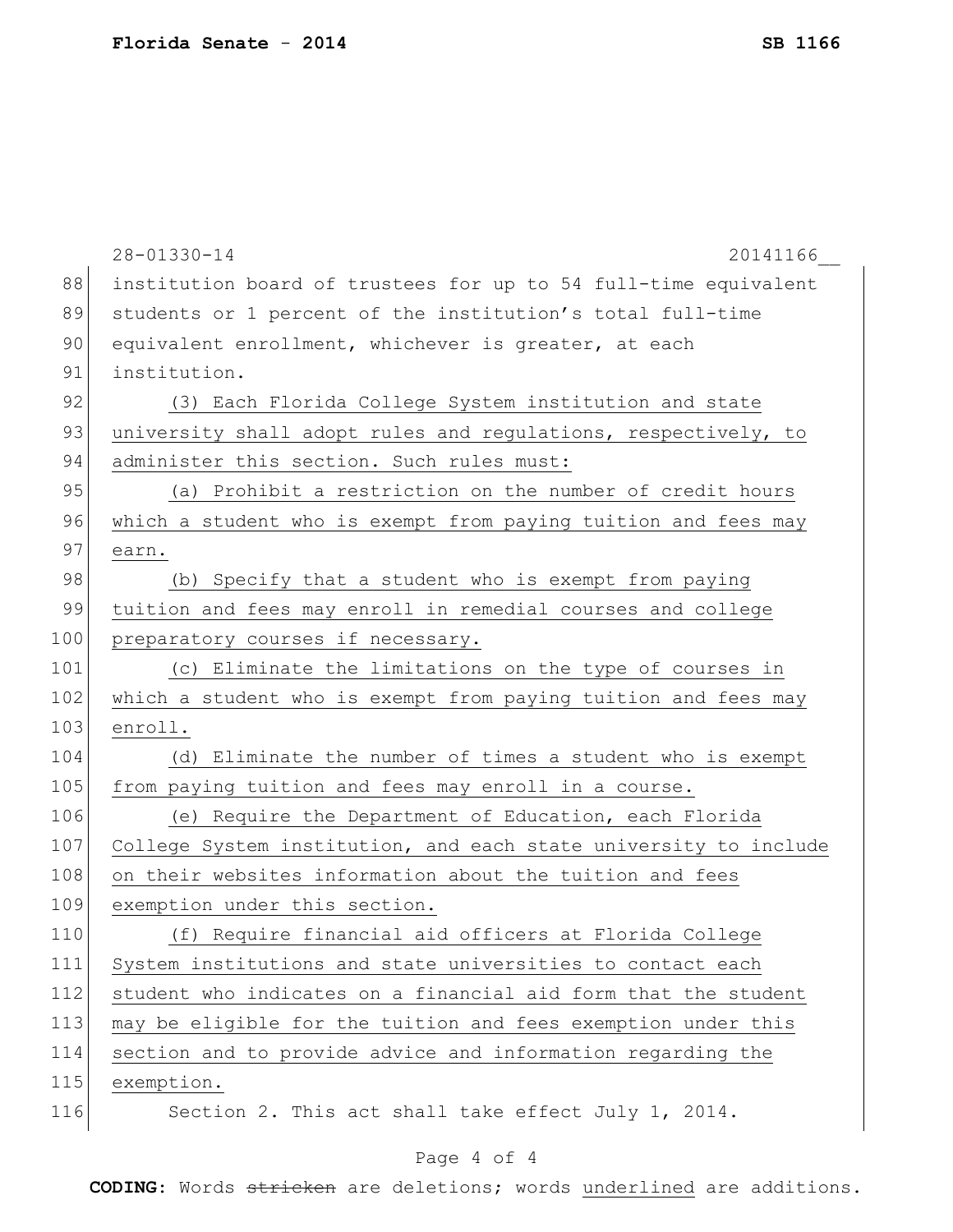institution board of trustees for up to 54 full-time equivalent students or 1 percent of the institution's total full-time equivalent enrollment, whichever is greater, at each institution.

<u>(3) Each Florida College System institution and state university shall adopt rules and regulations, respectively, to administer this section. Such rules must:</u>

<u>(a) Prohibit a restriction on the number of credit hours which a student who is exempt from paying tuition and fees may earn.</u>

<u>(b) Specify that a student who is exempt from paying tuition and fees may enroll in remedial courses and college preparatory courses if necessary.</u>

<u>(c) Eliminate the limitations on the type of courses in which a student who is exempt from paying tuition and fees may enroll.</u>

<u>(d) Eliminate the number of times a student who is exempt from paying tuition and fees may enroll in a course.</u>

<u>(e) Require the Department of Education, each Florida College System institution, and each state university to include on their websites information about the tuition and fees exemption under this section.</u>

<u>(f) Require financial aid officers at Florida College System institutions and state universities to contact each student who indicates on a financial aid form that the student may be eligible for the tuition and fees exemption under this section and to provide advice and information regarding the exemption.</u>

Section 2. This act shall take effect July 1, 2014.